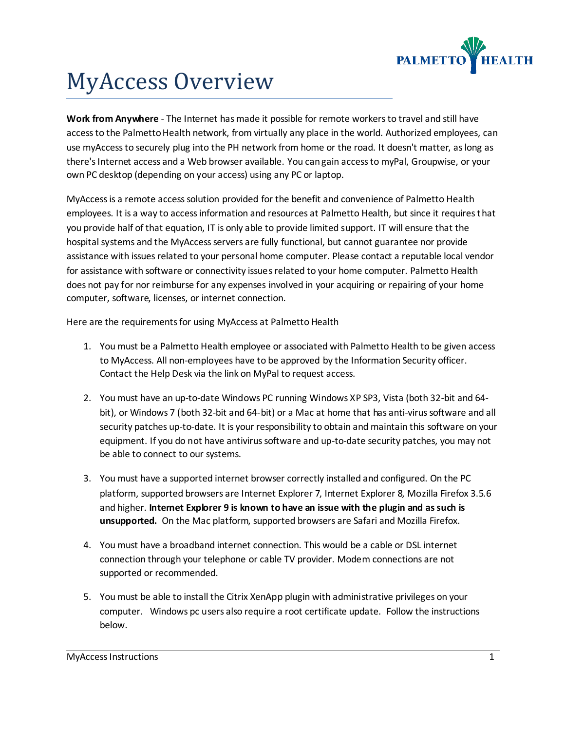# MyAccess Overview

**Work from Anywhere** - The Internet has made it possible for remote workers to travel and still have access to the Palmetto Health network, from virtually any place in the world. Authorized employees, can use myAccess to securely plug into the PH network from home or the road. It doesn't matter, as long as there's Internet access and a Web browser available. You can gain access to myPal, Groupwise, or your own PC desktop (depending on your access) using any PC or laptop.

MyAccess is a remote access solution provided for the benefit and convenience of Palmetto Health employees. It is a way to access information and resources at Palmetto Health, but since it requires that you provide half of that equation, IT is only able to provide limited support. IT will ensure that the hospital systems and the MyAccess servers are fully functional, but cannot guarantee nor provide assistance with issues related to your personal home computer. Please contact a reputable local vendor for assistance with software or connectivity issues related to your home computer. Palmetto Health does not pay for nor reimburse for any expenses involved in your acquiring or repairing of your home computer, software, licenses, or internet connection.

Here are the requirements for using MyAccess at Palmetto Health

1. You must be a Palmetto Health employee or associated with Palmetto Health to be given access to MyAccess. All non-employees have to be approved by the Information Security officer. Contact the Help Desk via the link on MyPal to request access.

2. You must have an up-to-date Windows PC running Windows XP SP3, Vista (both 32-bit and 64-bit), or Windows 7 (both 32-bit and 64-bit) or a Mac at home that has anti-virus software and all security patches up-to-date. It is your responsibility to obtain and maintain this software on your equipment. If you do not have antivirus software and up-to-date security patches, you may not be able to connect to our systems.

3. You must have a supported internet browser correctly installed and configured. On the PC platform, supported browsers are Internet Explorer 7, Internet Explorer 8, Mozilla Firefox 3.5.6 and higher. **Internet Explorer 9 is known to have an issue with the plugin and as such is unsupported.** On the Mac platform, supported browsers are Safari and Mozilla Firefox.

4. You must have a broadband internet connection. This would be a cable or DSL internet connection through your telephone or cable TV provider. Modem connections are not supported or recommended.

5. You must be able to install the Citrix XenApp plugin with administrative privileges on your computer. Windows pc users also require a root certificate update. Follow the instructions below.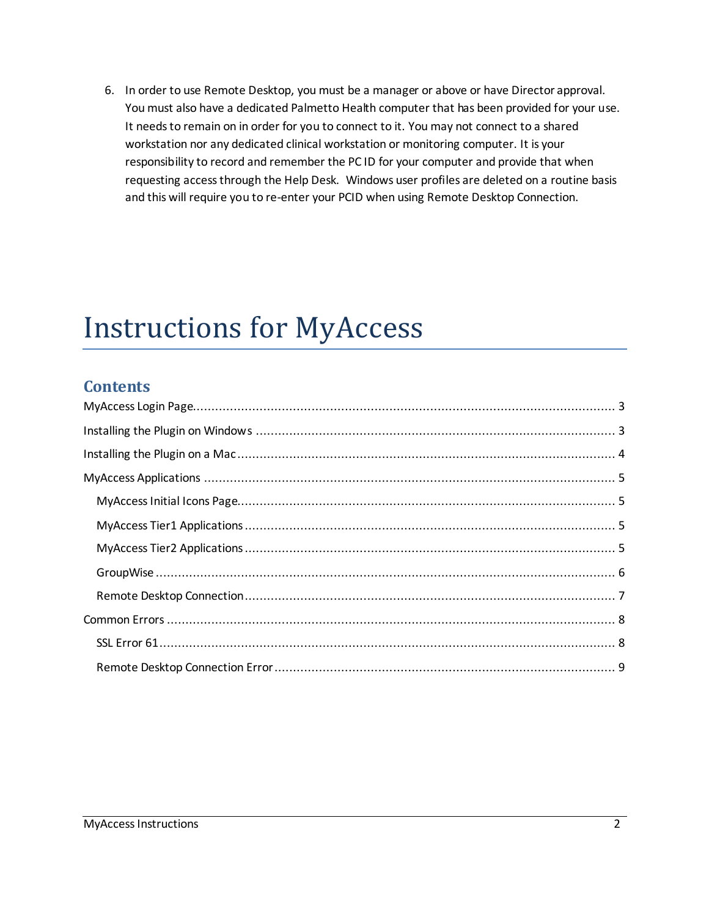6. In order to use Remote Desktop, you must be a manager or above or have Director approval. You must also have a dedicated Palmetto Health computer that has been provided for your use. It needs to remain on in order for you to connect to it. You may not connect to a shared workstation nor any dedicated clinical workstation or monitoring computer. It is your responsibility to record and remember the PC ID for your computer and provide that when requesting access through the Help Desk. Windows user profiles are deleted on a routine basis and this will require you to re-enter your PCID when using Remote Desktop Connection.

# Instructions for MyAccess

## Contents

MyAccess Login Page .......... 3

Installing the Plugin on Windows .......... 3

Installing the Plugin on a Mac .......... 4

MyAccess Applications .......... 5

- MyAccess Initial Icons Page .......... 5
- MyAccess Tier1 Applications .......... 5
- MyAccess Tier2 Applications .......... 5
- GroupWise .......... 6
- Remote Desktop Connection .......... 7

Common Errors .......... 8

- SSL Error 61 .......... 8
- Remote Desktop Connection Error .......... 9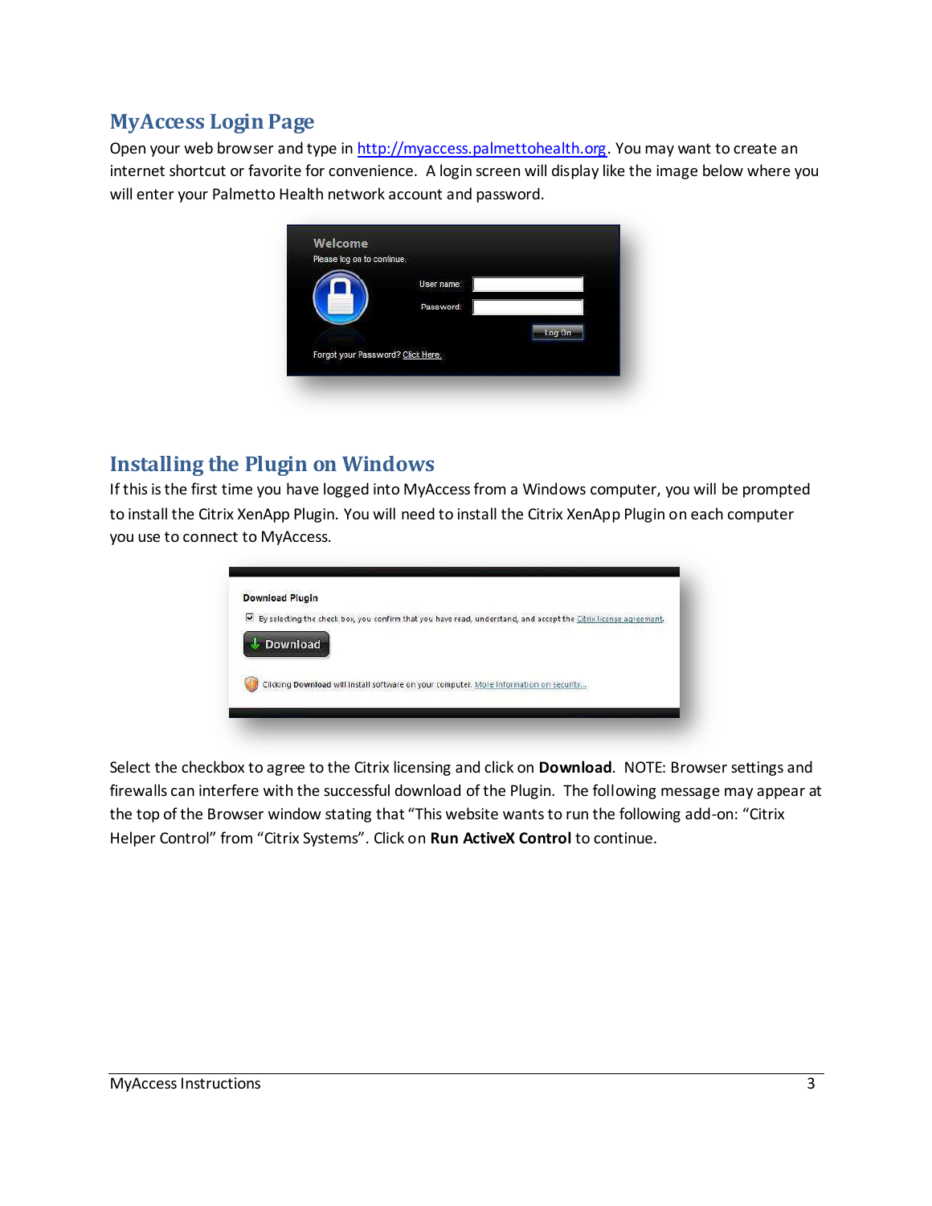## MyAccess Login Page

Open your web browser and type in http://myaccess.palmettohealth.org. You may want to create an internet shortcut or favorite for convenience. A login screen will display like the image below where you will enter your Palmetto Health network account and password.

## Installing the Plugin on Windows

If this is the first time you have logged into MyAccess from a Windows computer, you will be prompted to install the Citrix XenApp Plugin. You will need to install the Citrix XenApp Plugin on each computer you use to connect to MyAccess.

Select the checkbox to agree to the Citrix licensing and click on **Download**. NOTE: Browser settings and firewalls can interfere with the successful download of the Plugin. The following message may appear at the top of the Browser window stating that "This website wants to run the following add-on: "Citrix Helper Control" from "Citrix Systems". Click on **Run ActiveX Control** to continue.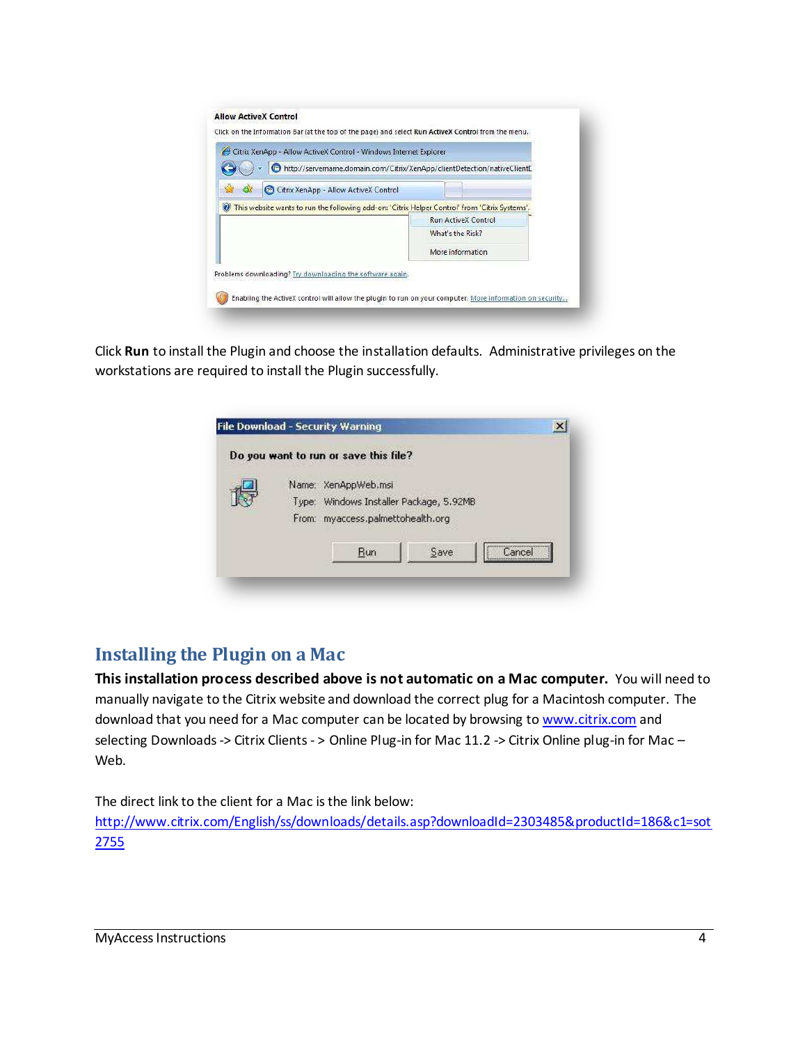Click **Run** to install the Plugin and choose the installation defaults. Administrative privileges on the workstations are required to install the Plugin successfully.

## Installing the Plugin on a Mac

**This installation process described above is not automatic on a Mac computer.** You will need to manually navigate to the Citrix website and download the correct plug for a Macintosh computer. The download that you need for a Mac computer can be located by browsing to www.citrix.com and selecting Downloads -> Citrix Clients - > Online Plug-in for Mac 11.2 -> Citrix Online plug-in for Mac – Web.

The direct link to the client for a Mac is the link below:
http://www.citrix.com/English/ss/downloads/details.asp?downloadId=2303485&productId=186&c1=sot2755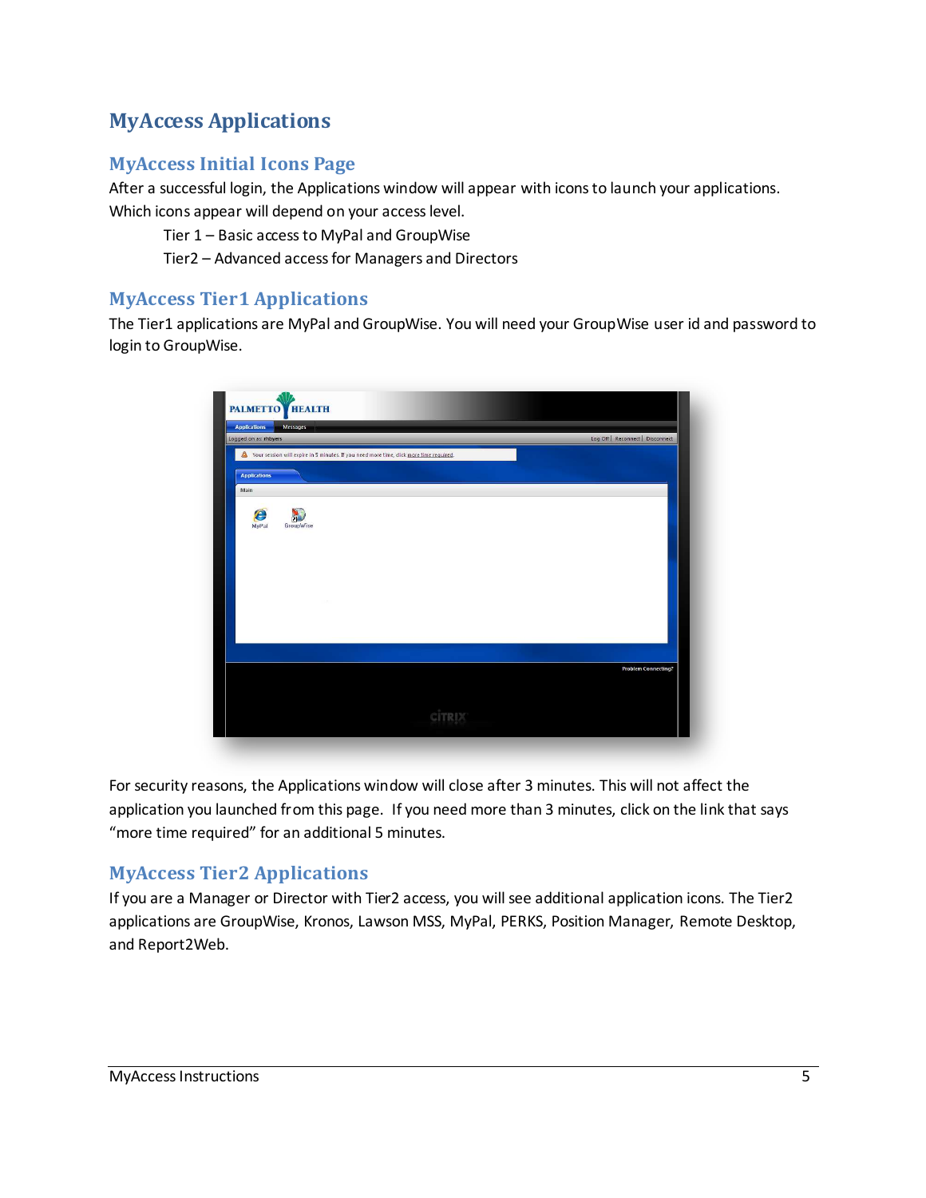# MyAccess Applications

## MyAccess Initial Icons Page

After a successful login, the Applications window will appear with icons to launch your applications. Which icons appear will depend on your access level.

Tier 1 – Basic access to MyPal and GroupWise

Tier2 – Advanced access for Managers and Directors

## MyAccess Tier1 Applications

The Tier1 applications are MyPal and GroupWise. You will need your GroupWise user id and password to login to GroupWise.

For security reasons, the Applications window will close after 3 minutes. This will not affect the application you launched from this page. If you need more than 3 minutes, click on the link that says "more time required" for an additional 5 minutes.

## MyAccess Tier2 Applications

If you are a Manager or Director with Tier2 access, you will see additional application icons. The Tier2 applications are GroupWise, Kronos, Lawson MSS, MyPal, PERKS, Position Manager, Remote Desktop, and Report2Web.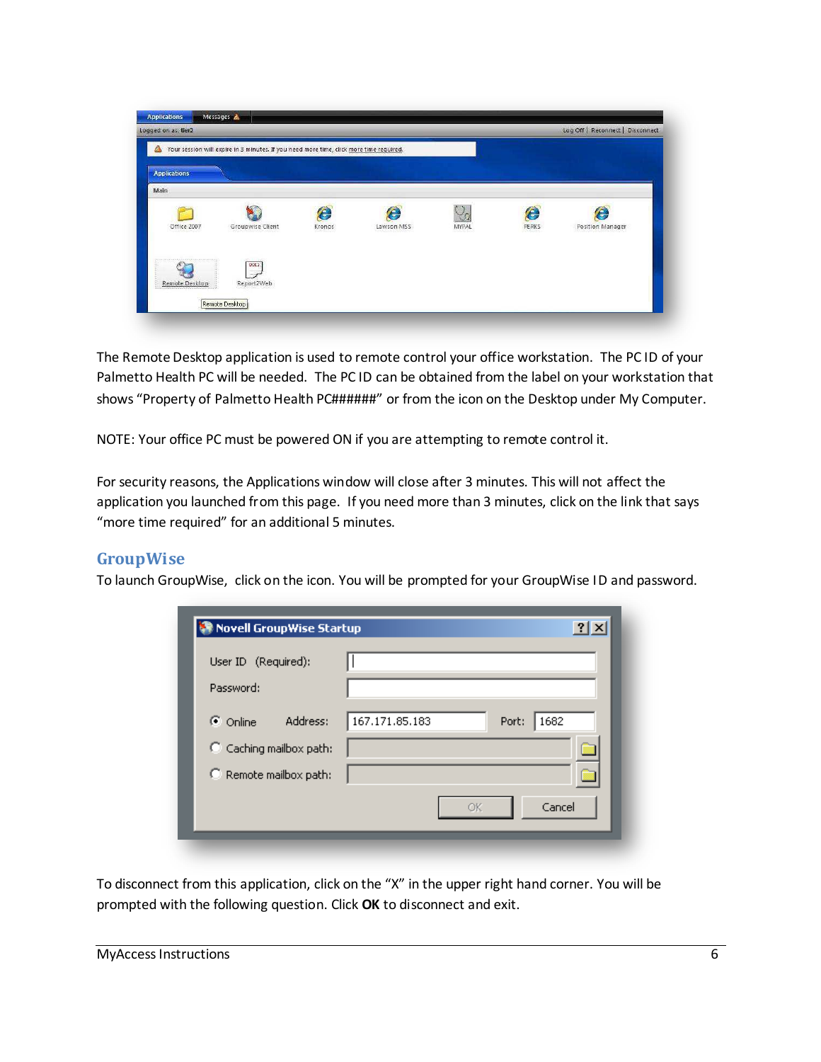The Remote Desktop application is used to remote control your office workstation. The PC ID of your Palmetto Health PC will be needed. The PC ID can be obtained from the label on your workstation that shows “Property of Palmetto Health PC######” or from the icon on the Desktop under My Computer.

NOTE: Your office PC must be powered ON if you are attempting to remote control it.

For security reasons, the Applications window will close after 3 minutes. This will not affect the application you launched from this page. If you need more than 3 minutes, click on the link that says “more time required” for an additional 5 minutes.

## GroupWise

To launch GroupWise, click on the icon. You will be prompted for your GroupWise ID and password.

To disconnect from this application, click on the “X” in the upper right hand corner. You will be prompted with the following question. Click **OK** to disconnect and exit.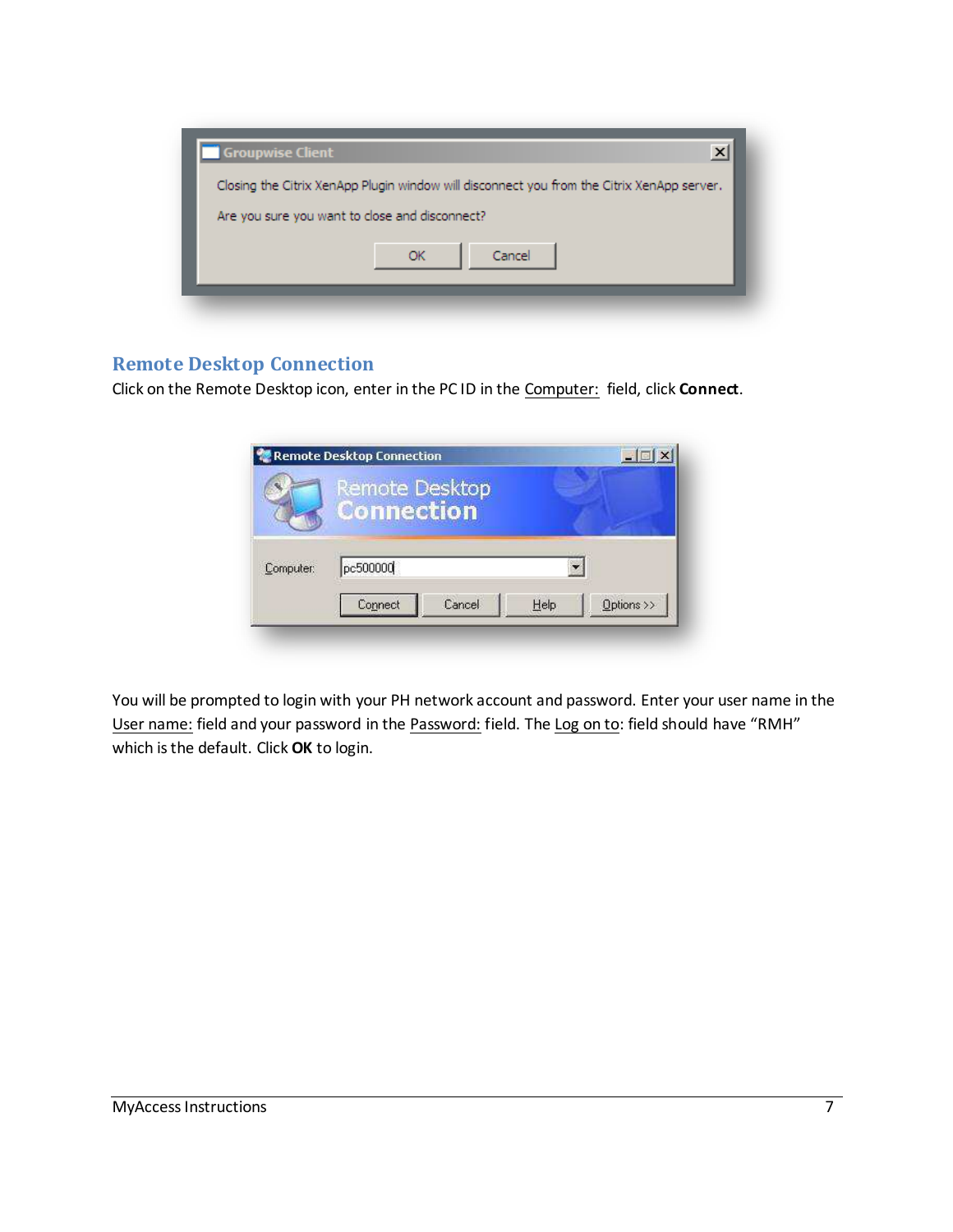## Remote Desktop Connection

Click on the Remote Desktop icon, enter in the PC ID in the Computer: field, click **Connect**.

You will be prompted to login with your PH network account and password. Enter your user name in the User name: field and your password in the Password: field. The Log on to: field should have "RMH" which is the default. Click **OK** to login.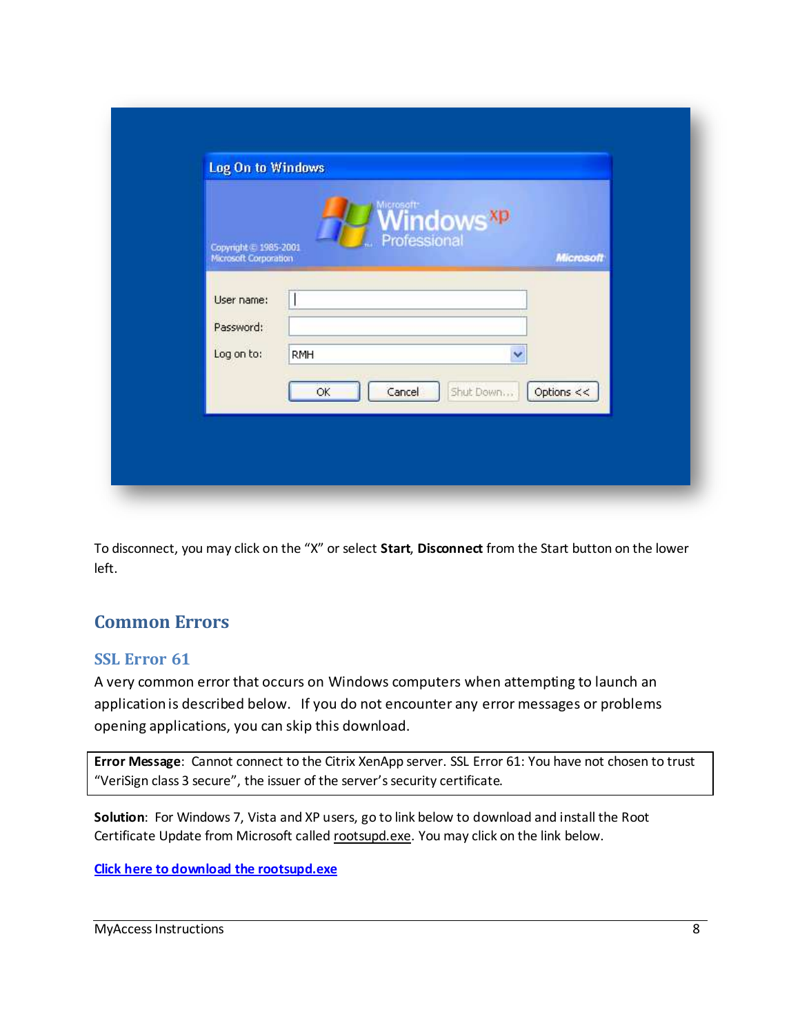To disconnect, you may click on the “X” or select **Start**, **Disconnect** from the Start button on the lower left.

## Common Errors

### SSL Error 61

A very common error that occurs on Windows computers when attempting to launch an application is described below. If you do not encounter any error messages or problems opening applications, you can skip this download.

**Error Message**: Cannot connect to the Citrix XenApp server. SSL Error 61: You have not chosen to trust “VeriSign class 3 secure”, the issuer of the server’s security certificate.

**Solution**: For Windows 7, Vista and XP users, go to link below to download and install the Root Certificate Update from Microsoft called rootsupd.exe. You may click on the link below.

**Click here to download the rootsupd.exe**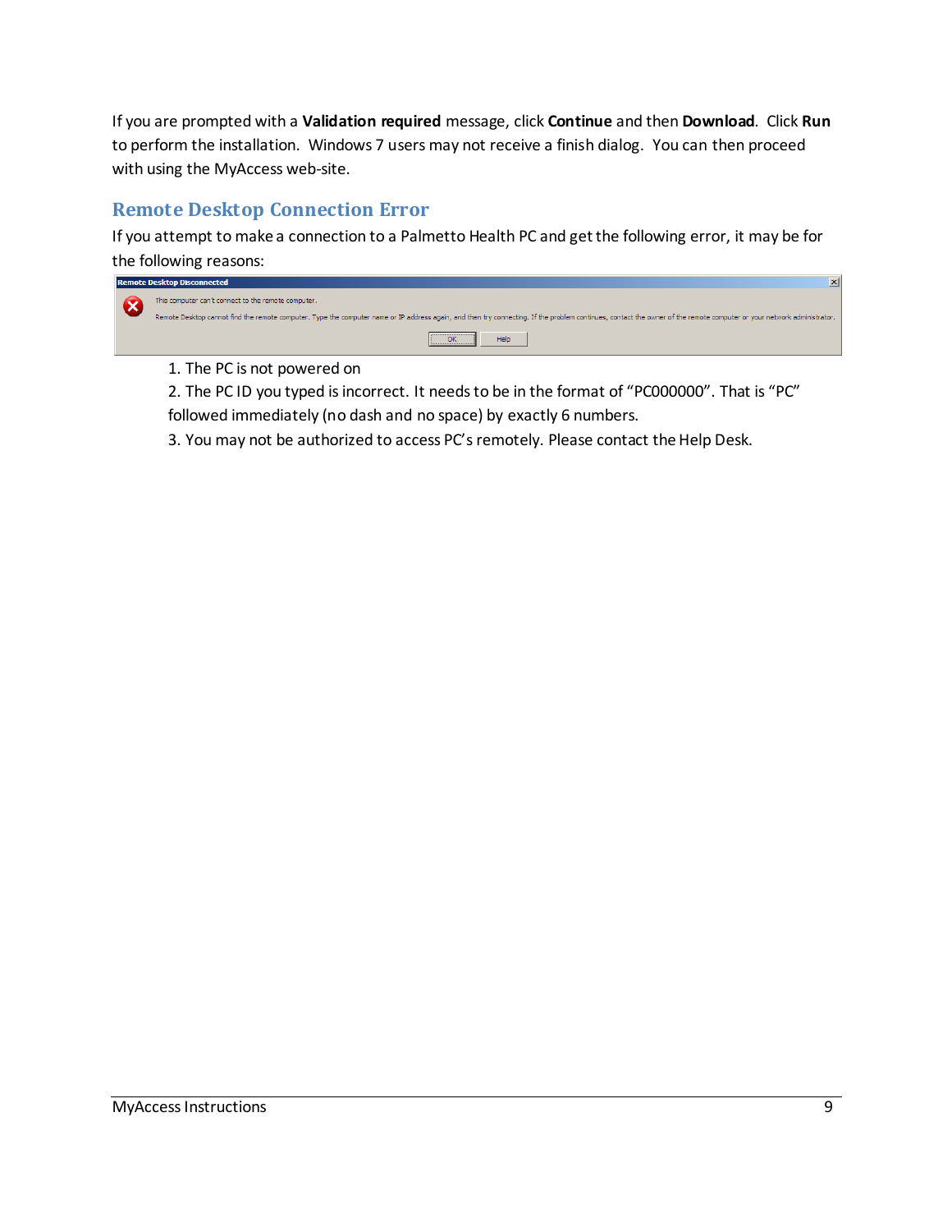If you are prompted with a **Validation required** message, click **Continue** and then **Download**. Click **Run** to perform the installation. Windows 7 users may not receive a finish dialog. You can then proceed with using the MyAccess web-site.

## Remote Desktop Connection Error

If you attempt to make a connection to a Palmetto Health PC and get the following error, it may be for the following reasons:

Remote Desktop Disconnected

This computer can't connect to the remote computer.

Remote Desktop cannot find the remote computer. Type the computer name or IP address again, and then try connecting. If the problem continues, contact the owner of the remote computer or your network administrator.

OK Help

1. The PC is not powered on
2. The PC ID you typed is incorrect. It needs to be in the format of "PC000000". That is "PC" followed immediately (no dash and no space) by exactly 6 numbers.
3. You may not be authorized to access PC's remotely. Please contact the Help Desk.